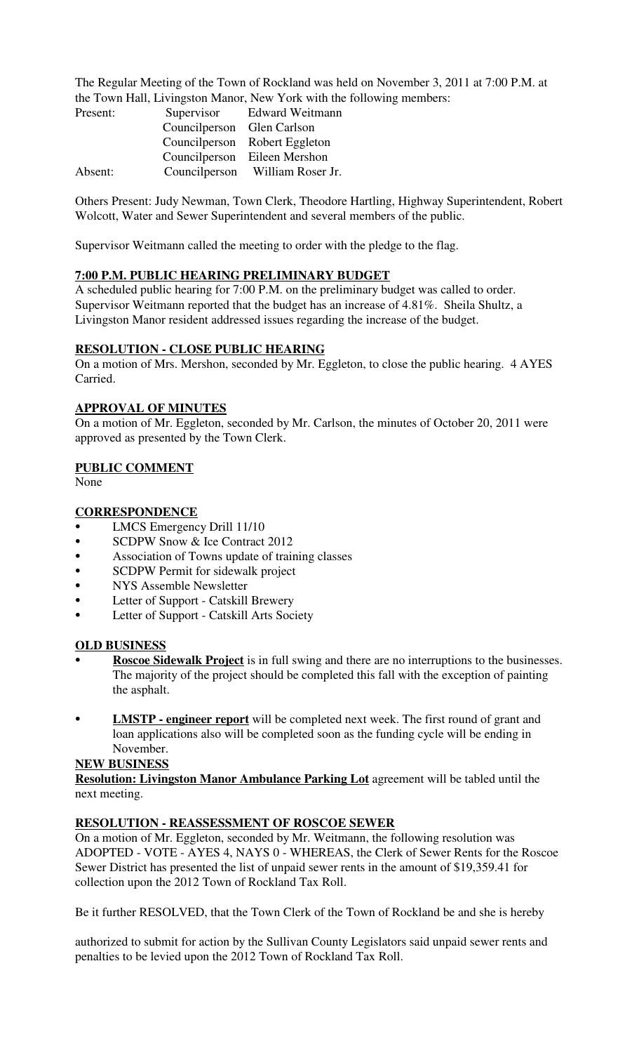The Regular Meeting of the Town of Rockland was held on November 3, 2011 at 7:00 P.M. at the Town Hall, Livingston Manor, New York with the following members:

| | | |
|---|---|---|
| Present: | Supervisor | Edward Weitmann |
| | Councilperson | Glen Carlson |
| | Councilperson | Robert Eggleton |
| | Councilperson | Eileen Mershon |
| Absent: | Councilperson | William Roser Jr. |

Others Present: Judy Newman, Town Clerk, Theodore Hartling, Highway Superintendent, Robert Wolcott, Water and Sewer Superintendent and several members of the public.

Supervisor Weitmann called the meeting to order with the pledge to the flag.

**7:00 P.M. PUBLIC HEARING PRELIMINARY BUDGET**

A scheduled public hearing for 7:00 P.M. on the preliminary budget was called to order. Supervisor Weitmann reported that the budget has an increase of 4.81%. Sheila Shultz, a Livingston Manor resident addressed issues regarding the increase of the budget.

**RESOLUTION - CLOSE PUBLIC HEARING**

On a motion of Mrs. Mershon, seconded by Mr. Eggleton, to close the public hearing. 4 AYES Carried.

**APPROVAL OF MINUTES**

On a motion of Mr. Eggleton, seconded by Mr. Carlson, the minutes of October 20, 2011 were approved as presented by the Town Clerk.

**PUBLIC COMMENT**

None

**CORRESPONDENCE**

- LMCS Emergency Drill 11/10
- SCDPW Snow & Ice Contract 2012
- Association of Towns update of training classes
- SCDPW Permit for sidewalk project
- NYS Assemble Newsletter
- Letter of Support - Catskill Brewery
- Letter of Support - Catskill Arts Society

**OLD BUSINESS**

- **Roscoe Sidewalk Project** is in full swing and there are no interruptions to the businesses. The majority of the project should be completed this fall with the exception of painting the asphalt.
- **LMSTP - engineer report** will be completed next week. The first round of grant and loan applications also will be completed soon as the funding cycle will be ending in November.

**NEW BUSINESS**

**Resolution: Livingston Manor Ambulance Parking Lot** agreement will be tabled until the next meeting.

**RESOLUTION - REASSESSMENT OF ROSCOE SEWER**

On a motion of Mr. Eggleton, seconded by Mr. Weitmann, the following resolution was ADOPTED - VOTE - AYES 4, NAYS 0 - WHEREAS, the Clerk of Sewer Rents for the Roscoe Sewer District has presented the list of unpaid sewer rents in the amount of $19,359.41 for collection upon the 2012 Town of Rockland Tax Roll.

Be it further RESOLVED, that the Town Clerk of the Town of Rockland be and she is hereby

authorized to submit for action by the Sullivan County Legislators said unpaid sewer rents and penalties to be levied upon the 2012 Town of Rockland Tax Roll.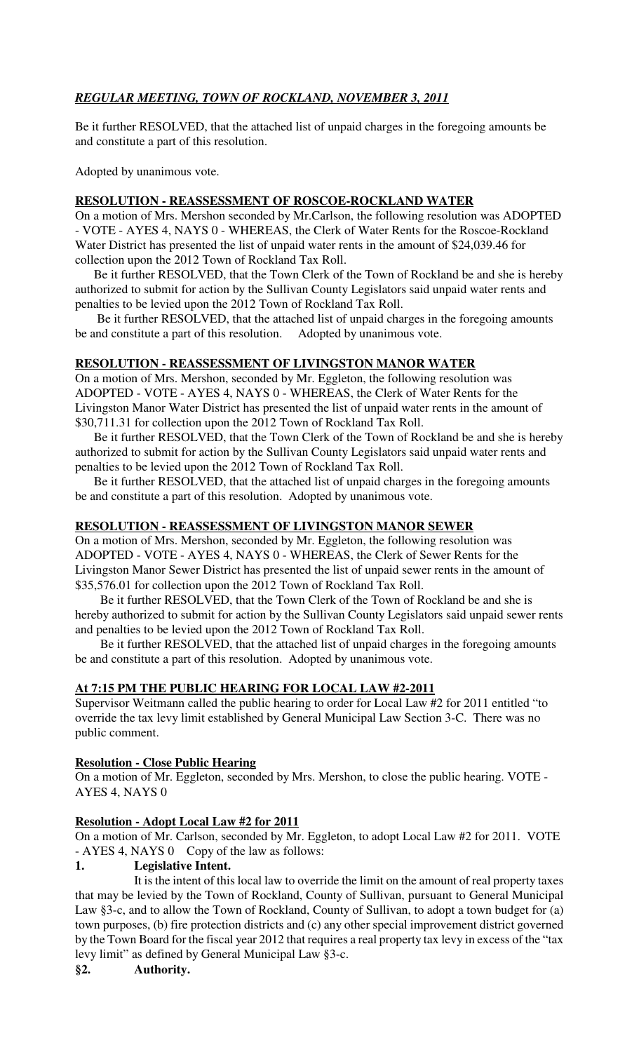## *REGULAR MEETING, TOWN OF ROCKLAND, NOVEMBER 3, 2011*

Be it further RESOLVED, that the attached list of unpaid charges in the foregoing amounts be and constitute a part of this resolution.

Adopted by unanimous vote.

**RESOLUTION - REASSESSMENT OF ROSCOE-ROCKLAND WATER**

On a motion of Mrs. Mershon seconded by Mr.Carlson, the following resolution was ADOPTED - VOTE - AYES 4, NAYS 0 - WHEREAS, the Clerk of Water Rents for the Roscoe-Rockland Water District has presented the list of unpaid water rents in the amount of $24,039.46 for collection upon the 2012 Town of Rockland Tax Roll.

Be it further RESOLVED, that the Town Clerk of the Town of Rockland be and she is hereby authorized to submit for action by the Sullivan County Legislators said unpaid water rents and penalties to be levied upon the 2012 Town of Rockland Tax Roll.

Be it further RESOLVED, that the attached list of unpaid charges in the foregoing amounts be and constitute a part of this resolution. Adopted by unanimous vote.

**RESOLUTION - REASSESSMENT OF LIVINGSTON MANOR WATER**

On a motion of Mrs. Mershon, seconded by Mr. Eggleton, the following resolution was ADOPTED - VOTE - AYES 4, NAYS 0 - WHEREAS, the Clerk of Water Rents for the Livingston Manor Water District has presented the list of unpaid water rents in the amount of $30,711.31 for collection upon the 2012 Town of Rockland Tax Roll.

Be it further RESOLVED, that the Town Clerk of the Town of Rockland be and she is hereby authorized to submit for action by the Sullivan County Legislators said unpaid water rents and penalties to be levied upon the 2012 Town of Rockland Tax Roll.

Be it further RESOLVED, that the attached list of unpaid charges in the foregoing amounts be and constitute a part of this resolution. Adopted by unanimous vote.

**RESOLUTION - REASSESSMENT OF LIVINGSTON MANOR SEWER**

On a motion of Mrs. Mershon, seconded by Mr. Eggleton, the following resolution was ADOPTED - VOTE - AYES 4, NAYS 0 - WHEREAS, the Clerk of Sewer Rents for the Livingston Manor Sewer District has presented the list of unpaid sewer rents in the amount of $35,576.01 for collection upon the 2012 Town of Rockland Tax Roll.

Be it further RESOLVED, that the Town Clerk of the Town of Rockland be and she is hereby authorized to submit for action by the Sullivan County Legislators said unpaid sewer rents and penalties to be levied upon the 2012 Town of Rockland Tax Roll.

Be it further RESOLVED, that the attached list of unpaid charges in the foregoing amounts be and constitute a part of this resolution. Adopted by unanimous vote.

**At 7:15 PM THE PUBLIC HEARING FOR LOCAL LAW #2-2011**

Supervisor Weitmann called the public hearing to order for Local Law #2 for 2011 entitled "to override the tax levy limit established by General Municipal Law Section 3-C. There was no public comment.

**Resolution - Close Public Hearing**

On a motion of Mr. Eggleton, seconded by Mrs. Mershon, to close the public hearing. VOTE - AYES 4, NAYS 0

**Resolution - Adopt Local Law #2 for 2011**

On a motion of Mr. Carlson, seconded by Mr. Eggleton, to adopt Local Law #2 for 2011. VOTE - AYES 4, NAYS 0 Copy of the law as follows:

**1. Legislative Intent.**

It is the intent of this local law to override the limit on the amount of real property taxes that may be levied by the Town of Rockland, County of Sullivan, pursuant to General Municipal Law §3-c, and to allow the Town of Rockland, County of Sullivan, to adopt a town budget for (a) town purposes, (b) fire protection districts and (c) any other special improvement district governed by the Town Board for the fiscal year 2012 that requires a real property tax levy in excess of the "tax levy limit" as defined by General Municipal Law §3-c.

**§2. Authority.**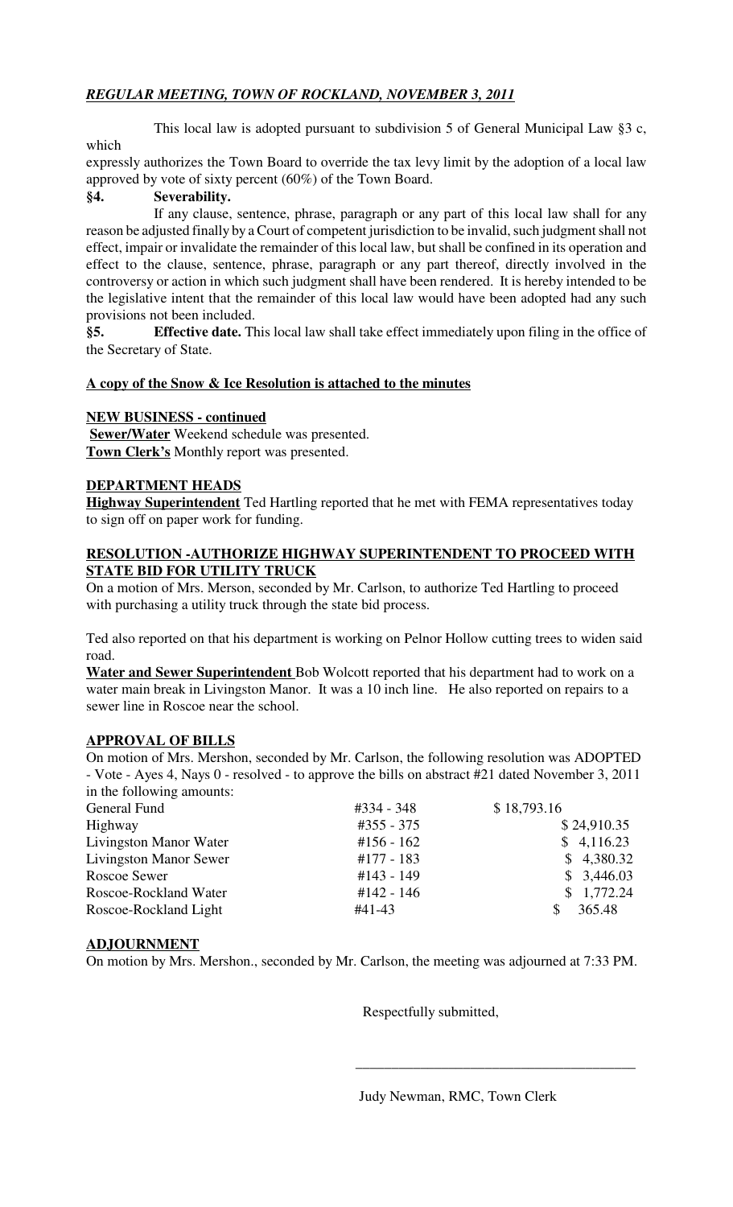This local law is adopted pursuant to subdivision 5 of General Municipal Law §3 c, which

expressly authorizes the Town Board to override the tax levy limit by the adoption of a local law approved by vote of sixty percent (60%) of the Town Board.

**§4. Severability.**

If any clause, sentence, phrase, paragraph or any part of this local law shall for any reason be adjusted finally by a Court of competent jurisdiction to be invalid, such judgment shall not effect, impair or invalidate the remainder of this local law, but shall be confined in its operation and effect to the clause, sentence, phrase, paragraph or any part thereof, directly involved in the controversy or action in which such judgment shall have been rendered. It is hereby intended to be the legislative intent that the remainder of this local law would have been adopted had any such provisions not been included.

**§5. Effective date.** This local law shall take effect immediately upon filing in the office of the Secretary of State.

**A copy of the Snow & Ice Resolution is attached to the minutes**

**NEW BUSINESS - continued**

**Sewer/Water** Weekend schedule was presented.
**Town Clerk's** Monthly report was presented.

**DEPARTMENT HEADS**

**Highway Superintendent** Ted Hartling reported that he met with FEMA representatives today to sign off on paper work for funding.

**RESOLUTION -AUTHORIZE HIGHWAY SUPERINTENDENT TO PROCEED WITH STATE BID FOR UTILITY TRUCK**

On a motion of Mrs. Merson, seconded by Mr. Carlson, to authorize Ted Hartling to proceed with purchasing a utility truck through the state bid process.

Ted also reported on that his department is working on Pelnor Hollow cutting trees to widen said road.

**Water and Sewer Superintendent** Bob Wolcott reported that his department had to work on a water main break in Livingston Manor. It was a 10 inch line. He also reported on repairs to a sewer line in Roscoe near the school.

**APPROVAL OF BILLS**

On motion of Mrs. Mershon, seconded by Mr. Carlson, the following resolution was ADOPTED - Vote - Ayes 4, Nays 0 - resolved - to approve the bills on abstract #21 dated November 3, 2011 in the following amounts:

| | | |
|---|---|---|
| General Fund | #334 - 348 | $ 18,793.16 |
| Highway | #355 - 375 | $ 24,910.35 |
| Livingston Manor Water | #156 - 162 | $ 4,116.23 |
| Livingston Manor Sewer | #177 - 183 | $ 4,380.32 |
| Roscoe Sewer | #143 - 149 | $ 3,446.03 |
| Roscoe-Rockland Water | #142 - 146 | $ 1,772.24 |
| Roscoe-Rockland Light | #41-43 | $ 365.48 |

**ADJOURNMENT**

On motion by Mrs. Mershon., seconded by Mr. Carlson, the meeting was adjourned at 7:33 PM.

Respectfully submitted,

\_\_\_\_\_\_\_\_\_\_\_\_\_\_\_\_\_\_\_\_\_\_\_\_\_\_\_\_\_\_\_\_\_\_\_\_\_\_\_

Judy Newman, RMC, Town Clerk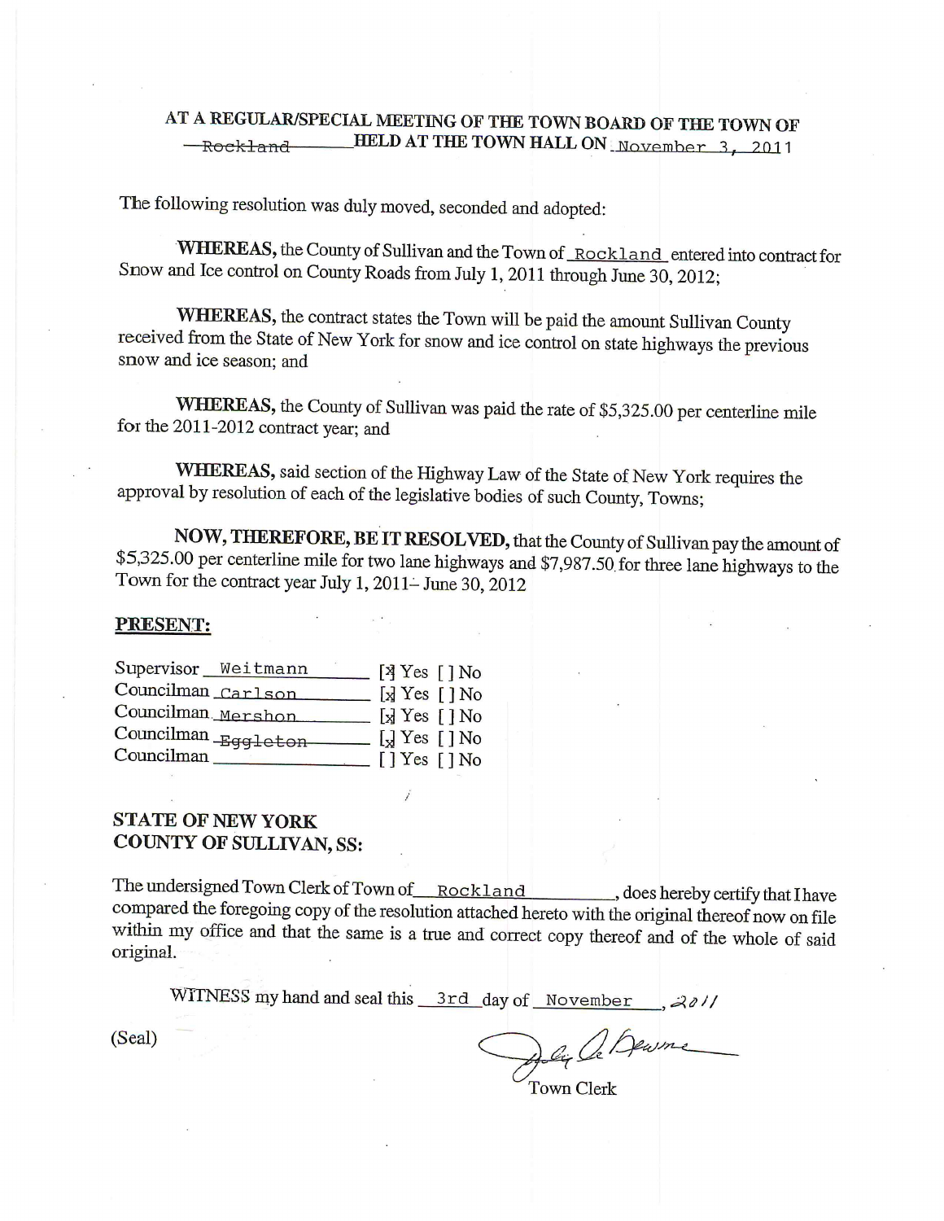AT A REGULAR/SPECIAL MEETING OF THE TOWN BOARD OF THE TOWN OF ~~Rockland~~ HELD AT THE TOWN HALL ON November 3, 2011

The following resolution was duly moved, seconded and adopted:

**WHEREAS,** the County of Sullivan and the Town of Rockland entered into contract for Snow and Ice control on County Roads from July 1, 2011 through June 30, 2012;

**WHEREAS,** the contract states the Town will be paid the amount Sullivan County received from the State of New York for snow and ice control on state highways the previous snow and ice season; and

**WHEREAS,** the County of Sullivan was paid the rate of $5,325.00 per centerline mile for the 2011-2012 contract year; and

**WHEREAS,** said section of the Highway Law of the State of New York requires the approval by resolution of each of the legislative bodies of such County, Towns;

**NOW, THEREFORE, BE IT RESOLVED,** that the County of Sullivan pay the amount of $5,325.00 per centerline mile for two lane highways and $7,987.50 for three lane highways to the Town for the contract year July 1, 2011– June 30, 2012

**PRESENT:**

Supervisor Weitmann [x] Yes [ ] No
Councilman Carlson [x] Yes [ ] No
Councilman Mershon [x] Yes [ ] No
Councilman ~~Eggleton~~ [x] Yes [ ] No
Councilman ______ [ ] Yes [ ] No

**STATE OF NEW YORK**
**COUNTY OF SULLIVAN, SS:**

The undersigned Town Clerk of Town of Rockland, does hereby certify that I have compared the foregoing copy of the resolution attached hereto with the original thereof now on file within my office and that the same is a true and correct copy thereof and of the whole of said original.

WITNESS my hand and seal this 3rd day of November, 2011

(Seal)

Town Clerk